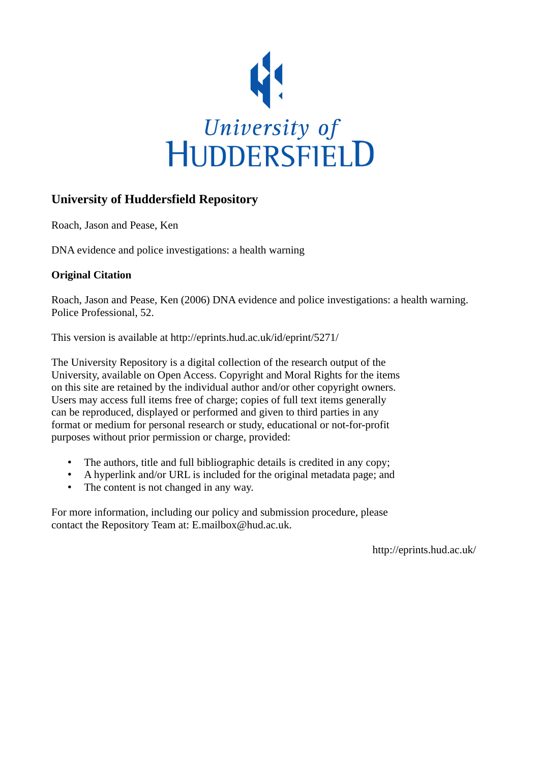University of Huddersfield

## University of Huddersfield Repository

Roach, Jason and Pease, Ken

DNA evidence and police investigations: a health warning

**Original Citation**

Roach, Jason and Pease, Ken (2006) DNA evidence and police investigations: a health warning. Police Professional, 52.

This version is available at http://eprints.hud.ac.uk/id/eprint/5271/

The University Repository is a digital collection of the research output of the University, available on Open Access. Copyright and Moral Rights for the items on this site are retained by the individual author and/or other copyright owners. Users may access full items free of charge; copies of full text items generally can be reproduced, displayed or performed and given to third parties in any format or medium for personal research or study, educational or not-for-profit purposes without prior permission or charge, provided:

- The authors, title and full bibliographic details is credited in any copy;
- A hyperlink and/or URL is included for the original metadata page; and
- The content is not changed in any way.

For more information, including our policy and submission procedure, please contact the Repository Team at: E.mailbox@hud.ac.uk.

http://eprints.hud.ac.uk/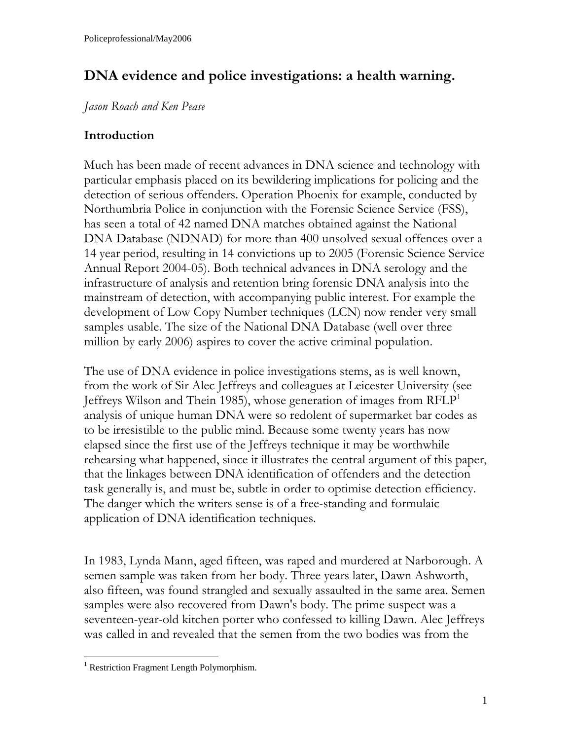# DNA evidence and police investigations: a health warning.

*Jason Roach and Ken Pease*

## Introduction

Much has been made of recent advances in DNA science and technology with particular emphasis placed on its bewildering implications for policing and the detection of serious offenders. Operation Phoenix for example, conducted by Northumbria Police in conjunction with the Forensic Science Service (FSS), has seen a total of 42 named DNA matches obtained against the National DNA Database (NDNAD) for more than 400 unsolved sexual offences over a 14 year period, resulting in 14 convictions up to 2005 (Forensic Science Service Annual Report 2004-05). Both technical advances in DNA serology and the infrastructure of analysis and retention bring forensic DNA analysis into the mainstream of detection, with accompanying public interest. For example the development of Low Copy Number techniques (LCN) now render very small samples usable. The size of the National DNA Database (well over three million by early 2006) aspires to cover the active criminal population.

The use of DNA evidence in police investigations stems, as is well known, from the work of Sir Alec Jeffreys and colleagues at Leicester University (see Jeffreys Wilson and Thein 1985), whose generation of images from RFLP[1] analysis of unique human DNA were so redolent of supermarket bar codes as to be irresistible to the public mind. Because some twenty years has now elapsed since the first use of the Jeffreys technique it may be worthwhile rehearsing what happened, since it illustrates the central argument of this paper, that the linkages between DNA identification of offenders and the detection task generally is, and must be, subtle in order to optimise detection efficiency. The danger which the writers sense is of a free-standing and formulaic application of DNA identification techniques.

In 1983, Lynda Mann, aged fifteen, was raped and murdered at Narborough. A semen sample was taken from her body. Three years later, Dawn Ashworth, also fifteen, was found strangled and sexually assaulted in the same area. Semen samples were also recovered from Dawn's body. The prime suspect was a seventeen-year-old kitchen porter who confessed to killing Dawn. Alec Jeffreys was called in and revealed that the semen from the two bodies was from the

[1] Restriction Fragment Length Polymorphism.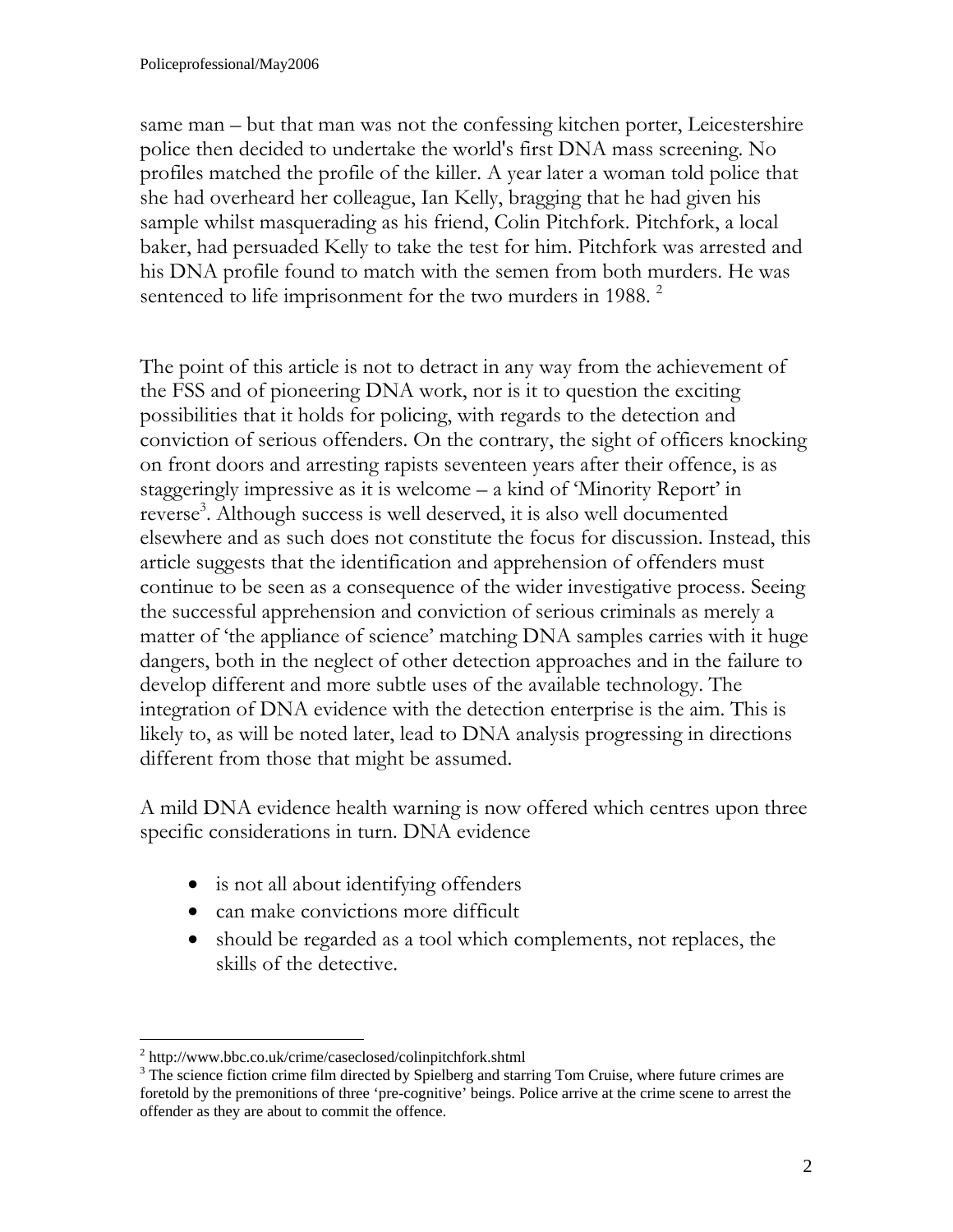same man – but that man was not the confessing kitchen porter, Leicestershire police then decided to undertake the world's first DNA mass screening. No profiles matched the profile of the killer. A year later a woman told police that she had overheard her colleague, Ian Kelly, bragging that he had given his sample whilst masquerading as his friend, Colin Pitchfork. Pitchfork, a local baker, had persuaded Kelly to take the test for him. Pitchfork was arrested and his DNA profile found to match with the semen from both murders. He was sentenced to life imprisonment for the two murders in 1988. [2]

The point of this article is not to detract in any way from the achievement of the FSS and of pioneering DNA work, nor is it to question the exciting possibilities that it holds for policing, with regards to the detection and conviction of serious offenders. On the contrary, the sight of officers knocking on front doors and arresting rapists seventeen years after their offence, is as staggeringly impressive as it is welcome – a kind of 'Minority Report' in reverse[3]. Although success is well deserved, it is also well documented elsewhere and as such does not constitute the focus for discussion. Instead, this article suggests that the identification and apprehension of offenders must continue to be seen as a consequence of the wider investigative process. Seeing the successful apprehension and conviction of serious criminals as merely a matter of 'the appliance of science' matching DNA samples carries with it huge dangers, both in the neglect of other detection approaches and in the failure to develop different and more subtle uses of the available technology. The integration of DNA evidence with the detection enterprise is the aim. This is likely to, as will be noted later, lead to DNA analysis progressing in directions different from those that might be assumed.

A mild DNA evidence health warning is now offered which centres upon three specific considerations in turn. DNA evidence

- is not all about identifying offenders
- can make convictions more difficult
- should be regarded as a tool which complements, not replaces, the skills of the detective.

---

[2] http://www.bbc.co.uk/crime/caseclosed/colinpitchfork.shtml

[3] The science fiction crime film directed by Spielberg and starring Tom Cruise, where future crimes are foretold by the premonitions of three 'pre-cognitive' beings. Police arrive at the crime scene to arrest the offender as they are about to commit the offence.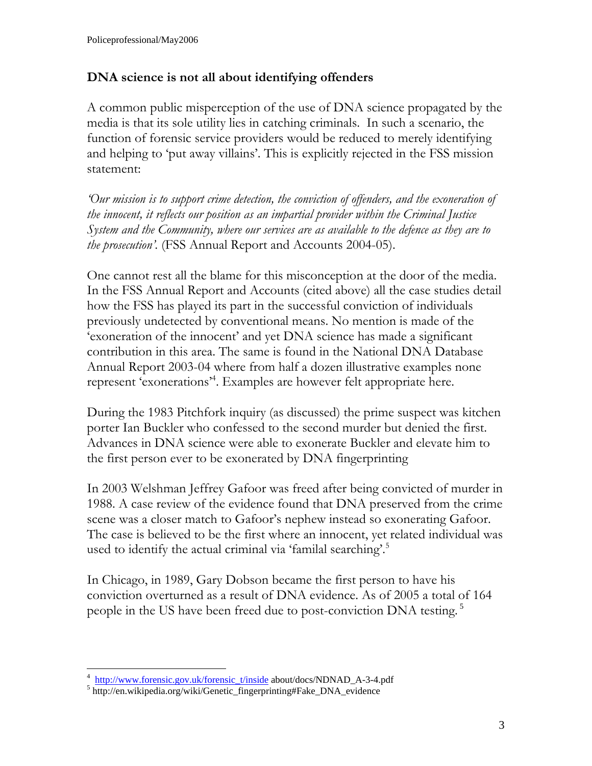## DNA science is not all about identifying offenders

A common public misperception of the use of DNA science propagated by the media is that its sole utility lies in catching criminals. In such a scenario, the function of forensic service providers would be reduced to merely identifying and helping to 'put away villains'. This is explicitly rejected in the FSS mission statement:

*'Our mission is to support crime detection, the conviction of offenders, and the exoneration of the innocent, it reflects our position as an impartial provider within the Criminal Justice System and the Community, where our services are as available to the defence as they are to the prosecution'.* (FSS Annual Report and Accounts 2004-05).

One cannot rest all the blame for this misconception at the door of the media. In the FSS Annual Report and Accounts (cited above) all the case studies detail how the FSS has played its part in the successful conviction of individuals previously undetected by conventional means. No mention is made of the 'exoneration of the innocent' and yet DNA science has made a significant contribution in this area. The same is found in the National DNA Database Annual Report 2003-04 where from half a dozen illustrative examples none represent 'exonerations'[4]. Examples are however felt appropriate here.

During the 1983 Pitchfork inquiry (as discussed) the prime suspect was kitchen porter Ian Buckler who confessed to the second murder but denied the first. Advances in DNA science were able to exonerate Buckler and elevate him to the first person ever to be exonerated by DNA fingerprinting

In 2003 Welshman Jeffrey Gafoor was freed after being convicted of murder in 1988. A case review of the evidence found that DNA preserved from the crime scene was a closer match to Gafoor's nephew instead so exonerating Gafoor. The case is believed to be the first where an innocent, yet related individual was used to identify the actual criminal via 'familal searching'.[5]

In Chicago, in 1989, Gary Dobson became the first person to have his conviction overturned as a result of DNA evidence. As of 2005 a total of 164 people in the US have been freed due to post-conviction DNA testing. [5]

---

[4] http://www.forensic.gov.uk/forensic_t/inside about/docs/NDNAD_A-3-4.pdf

[5] http://en.wikipedia.org/wiki/Genetic_fingerprinting#Fake_DNA_evidence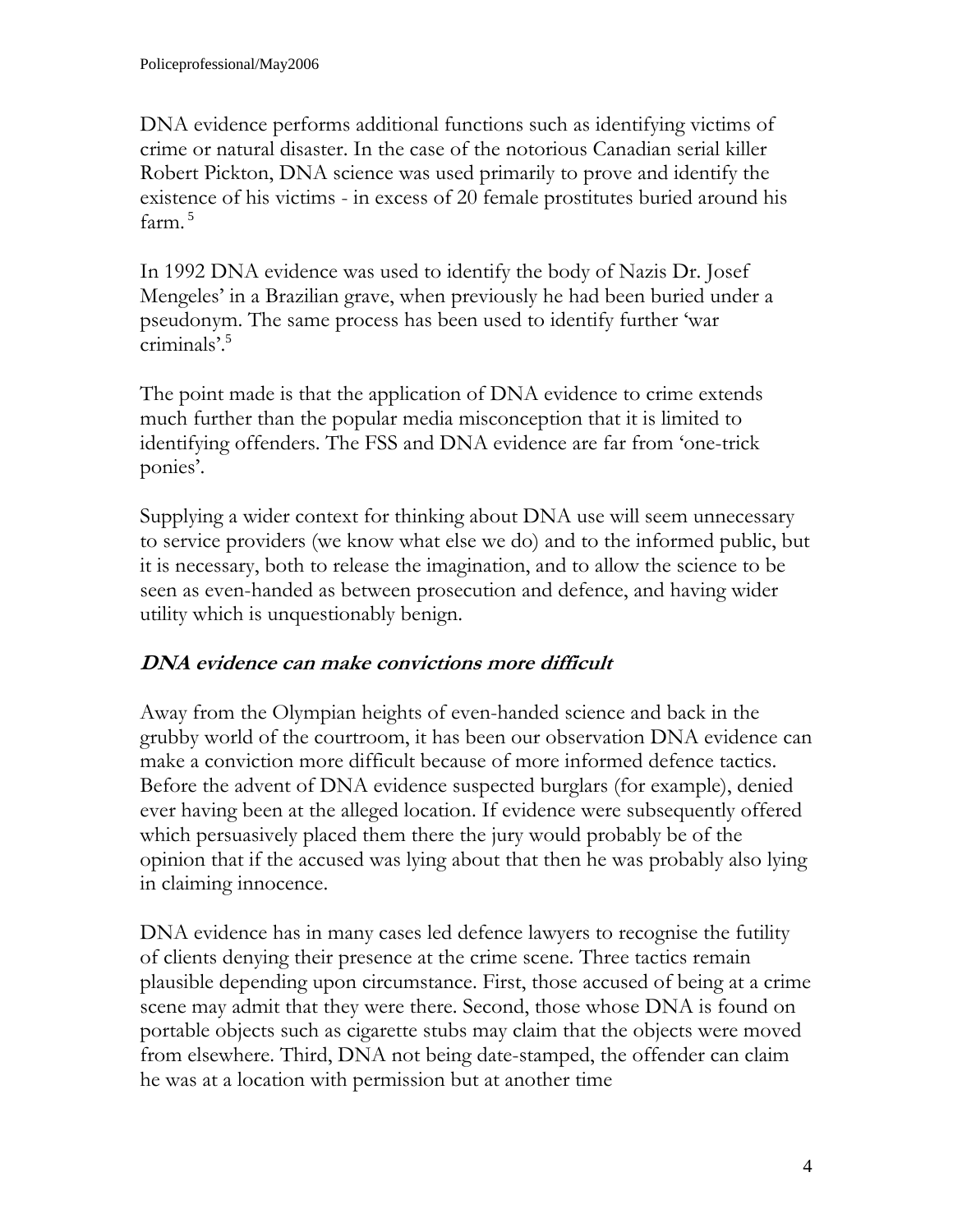DNA evidence performs additional functions such as identifying victims of crime or natural disaster. In the case of the notorious Canadian serial killer Robert Pickton, DNA science was used primarily to prove and identify the existence of his victims - in excess of 20 female prostitutes buried around his farm. [5]

In 1992 DNA evidence was used to identify the body of Nazis Dr. Josef Mengeles' in a Brazilian grave, when previously he had been buried under a pseudonym. The same process has been used to identify further 'war criminals'.[5]

The point made is that the application of DNA evidence to crime extends much further than the popular media misconception that it is limited to identifying offenders. The FSS and DNA evidence are far from 'one-trick ponies'.

Supplying a wider context for thinking about DNA use will seem unnecessary to service providers (we know what else we do) and to the informed public, but it is necessary, both to release the imagination, and to allow the science to be seen as even-handed as between prosecution and defence, and having wider utility which is unquestionably benign.

### ***DNA evidence can make convictions more difficult***

Away from the Olympian heights of even-handed science and back in the grubby world of the courtroom, it has been our observation DNA evidence can make a conviction more difficult because of more informed defence tactics. Before the advent of DNA evidence suspected burglars (for example), denied ever having been at the alleged location. If evidence were subsequently offered which persuasively placed them there the jury would probably be of the opinion that if the accused was lying about that then he was probably also lying in claiming innocence.

DNA evidence has in many cases led defence lawyers to recognise the futility of clients denying their presence at the crime scene. Three tactics remain plausible depending upon circumstance. First, those accused of being at a crime scene may admit that they were there. Second, those whose DNA is found on portable objects such as cigarette stubs may claim that the objects were moved from elsewhere. Third, DNA not being date-stamped, the offender can claim he was at a location with permission but at another time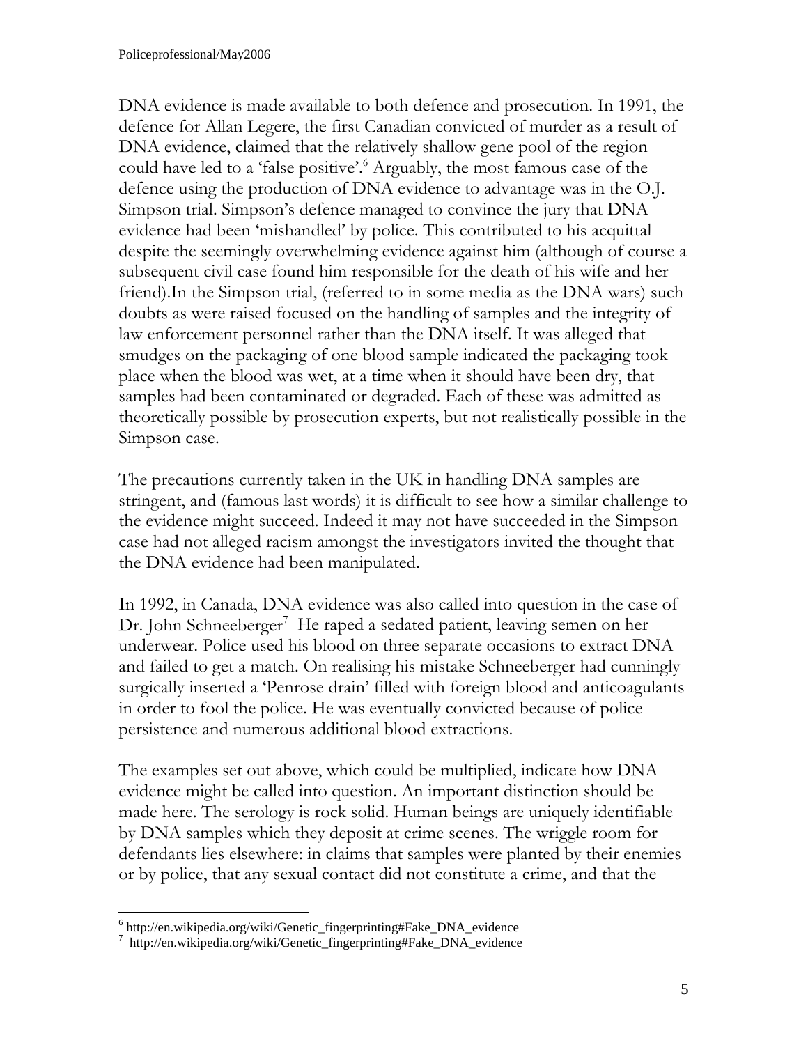DNA evidence is made available to both defence and prosecution. In 1991, the defence for Allan Legere, the first Canadian convicted of murder as a result of DNA evidence, claimed that the relatively shallow gene pool of the region could have led to a 'false positive'.[6] Arguably, the most famous case of the defence using the production of DNA evidence to advantage was in the O.J. Simpson trial. Simpson's defence managed to convince the jury that DNA evidence had been 'mishandled' by police. This contributed to his acquittal despite the seemingly overwhelming evidence against him (although of course a subsequent civil case found him responsible for the death of his wife and her friend).In the Simpson trial, (referred to in some media as the DNA wars) such doubts as were raised focused on the handling of samples and the integrity of law enforcement personnel rather than the DNA itself. It was alleged that smudges on the packaging of one blood sample indicated the packaging took place when the blood was wet, at a time when it should have been dry, that samples had been contaminated or degraded. Each of these was admitted as theoretically possible by prosecution experts, but not realistically possible in the Simpson case.

The precautions currently taken in the UK in handling DNA samples are stringent, and (famous last words) it is difficult to see how a similar challenge to the evidence might succeed. Indeed it may not have succeeded in the Simpson case had not alleged racism amongst the investigators invited the thought that the DNA evidence had been manipulated.

In 1992, in Canada, DNA evidence was also called into question in the case of Dr. John Schneeberger[7] He raped a sedated patient, leaving semen on her underwear. Police used his blood on three separate occasions to extract DNA and failed to get a match. On realising his mistake Schneeberger had cunningly surgically inserted a 'Penrose drain' filled with foreign blood and anticoagulants in order to fool the police. He was eventually convicted because of police persistence and numerous additional blood extractions.

The examples set out above, which could be multiplied, indicate how DNA evidence might be called into question. An important distinction should be made here. The serology is rock solid. Human beings are uniquely identifiable by DNA samples which they deposit at crime scenes. The wriggle room for defendants lies elsewhere: in claims that samples were planted by their enemies or by police, that any sexual contact did not constitute a crime, and that the

---

[6] http://en.wikipedia.org/wiki/Genetic_fingerprinting#Fake_DNA_evidence

[7] http://en.wikipedia.org/wiki/Genetic_fingerprinting#Fake_DNA_evidence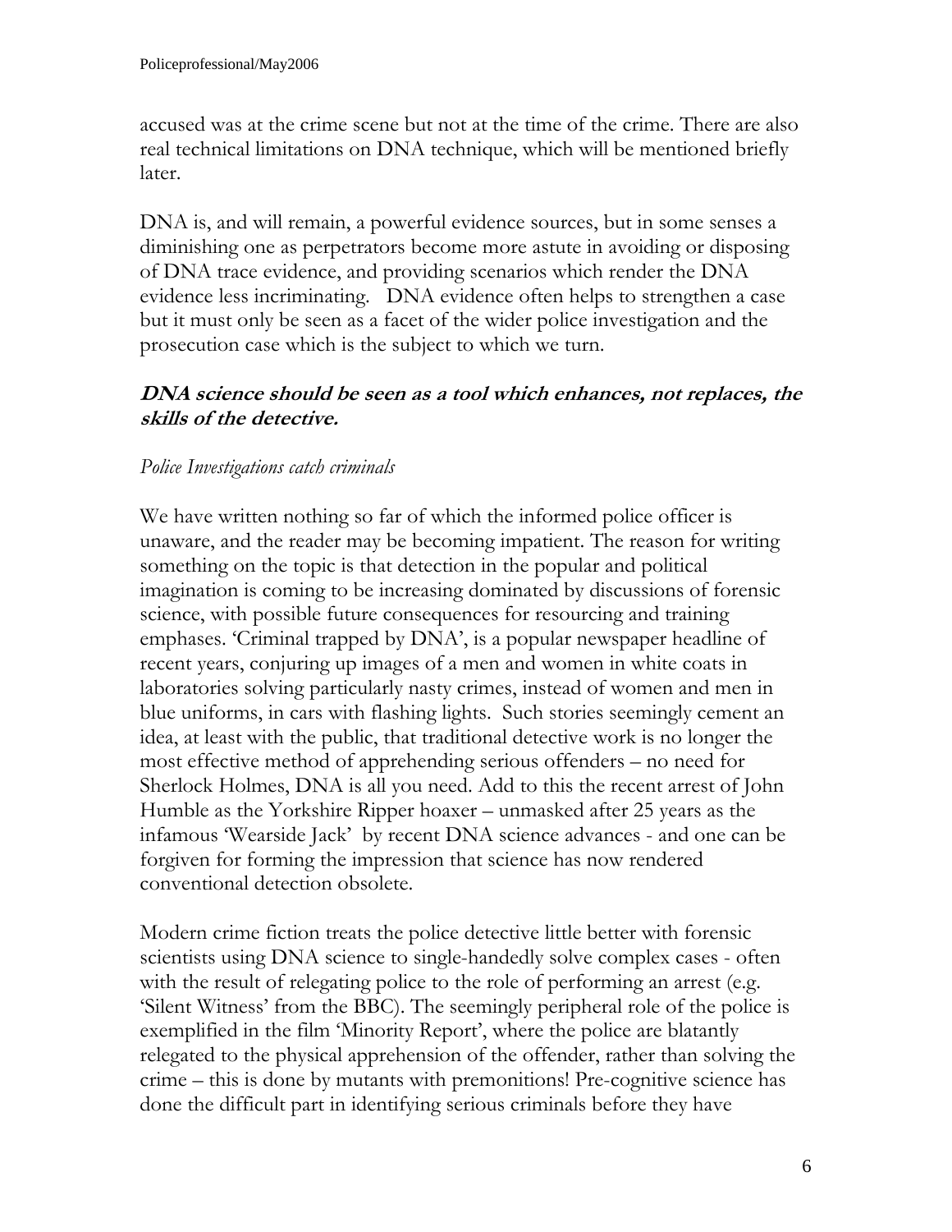accused was at the crime scene but not at the time of the crime. There are also real technical limitations on DNA technique, which will be mentioned briefly later.

DNA is, and will remain, a powerful evidence sources, but in some senses a diminishing one as perpetrators become more astute in avoiding or disposing of DNA trace evidence, and providing scenarios which render the DNA evidence less incriminating. DNA evidence often helps to strengthen a case but it must only be seen as a facet of the wider police investigation and the prosecution case which is the subject to which we turn.

***DNA science should be seen as a tool which enhances, not replaces, the skills of the detective.***

*Police Investigations catch criminals*

We have written nothing so far of which the informed police officer is unaware, and the reader may be becoming impatient. The reason for writing something on the topic is that detection in the popular and political imagination is coming to be increasing dominated by discussions of forensic science, with possible future consequences for resourcing and training emphases. 'Criminal trapped by DNA', is a popular newspaper headline of recent years, conjuring up images of a men and women in white coats in laboratories solving particularly nasty crimes, instead of women and men in blue uniforms, in cars with flashing lights. Such stories seemingly cement an idea, at least with the public, that traditional detective work is no longer the most effective method of apprehending serious offenders – no need for Sherlock Holmes, DNA is all you need. Add to this the recent arrest of John Humble as the Yorkshire Ripper hoaxer – unmasked after 25 years as the infamous 'Wearside Jack' by recent DNA science advances - and one can be forgiven for forming the impression that science has now rendered conventional detection obsolete.

Modern crime fiction treats the police detective little better with forensic scientists using DNA science to single-handedly solve complex cases - often with the result of relegating police to the role of performing an arrest (e.g. 'Silent Witness' from the BBC). The seemingly peripheral role of the police is exemplified in the film 'Minority Report', where the police are blatantly relegated to the physical apprehension of the offender, rather than solving the crime – this is done by mutants with premonitions! Pre-cognitive science has done the difficult part in identifying serious criminals before they have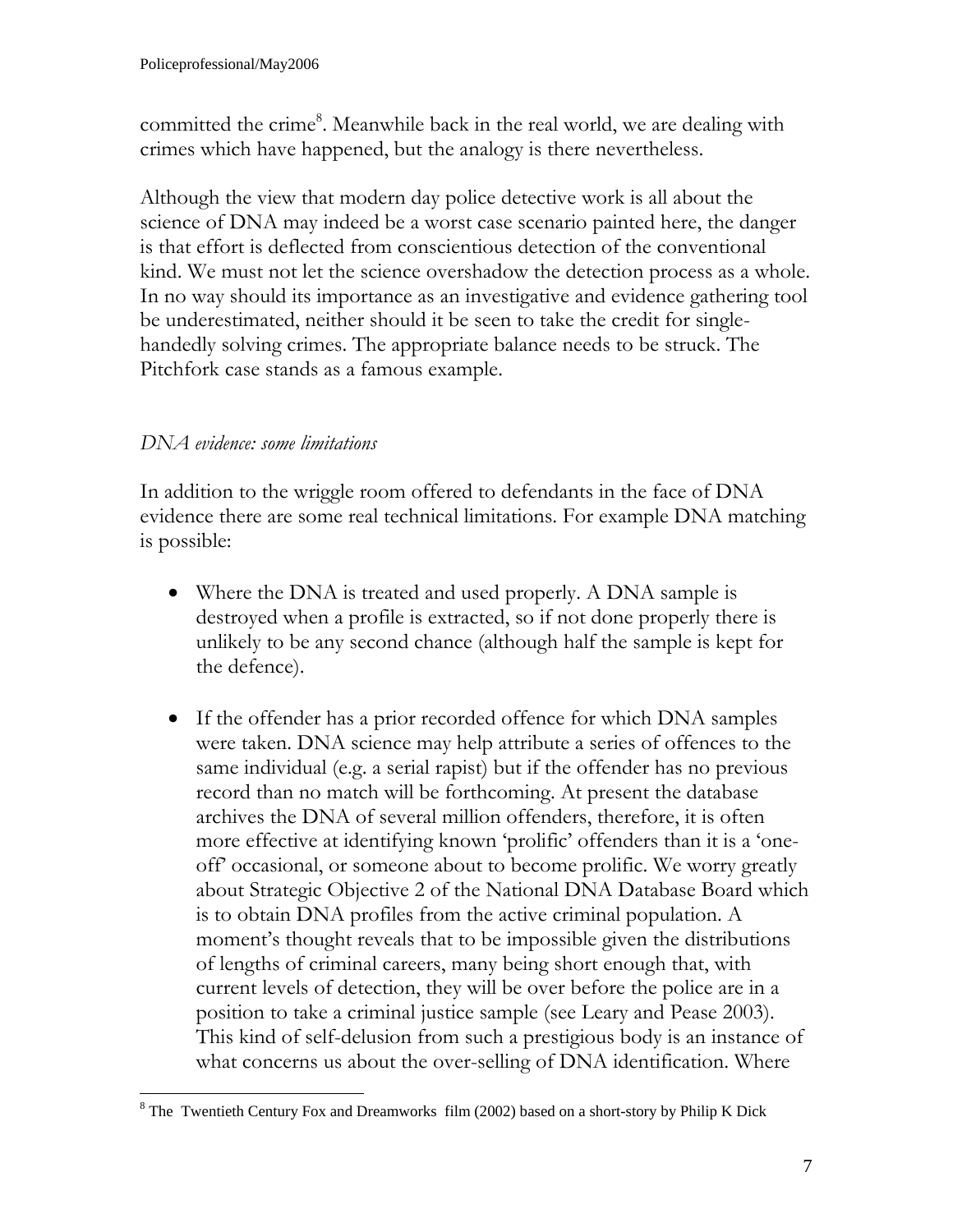committed the crime[8]. Meanwhile back in the real world, we are dealing with crimes which have happened, but the analogy is there nevertheless.

Although the view that modern day police detective work is all about the science of DNA may indeed be a worst case scenario painted here, the danger is that effort is deflected from conscientious detection of the conventional kind. We must not let the science overshadow the detection process as a whole. In no way should its importance as an investigative and evidence gathering tool be underestimated, neither should it be seen to take the credit for single-handedly solving crimes. The appropriate balance needs to be struck. The Pitchfork case stands as a famous example.

*DNA evidence: some limitations*

In addition to the wriggle room offered to defendants in the face of DNA evidence there are some real technical limitations. For example DNA matching is possible:

- Where the DNA is treated and used properly. A DNA sample is destroyed when a profile is extracted, so if not done properly there is unlikely to be any second chance (although half the sample is kept for the defence).

- If the offender has a prior recorded offence for which DNA samples were taken. DNA science may help attribute a series of offences to the same individual (e.g. a serial rapist) but if the offender has no previous record than no match will be forthcoming. At present the database archives the DNA of several million offenders, therefore, it is often more effective at identifying known 'prolific' offenders than it is a 'one-off' occasional, or someone about to become prolific. We worry greatly about Strategic Objective 2 of the National DNA Database Board which is to obtain DNA profiles from the active criminal population. A moment's thought reveals that to be impossible given the distributions of lengths of criminal careers, many being short enough that, with current levels of detection, they will be over before the police are in a position to take a criminal justice sample (see Leary and Pease 2003). This kind of self-delusion from such a prestigious body is an instance of what concerns us about the over-selling of DNA identification. Where

[8] The Twentieth Century Fox and Dreamworks film (2002) based on a short-story by Philip K Dick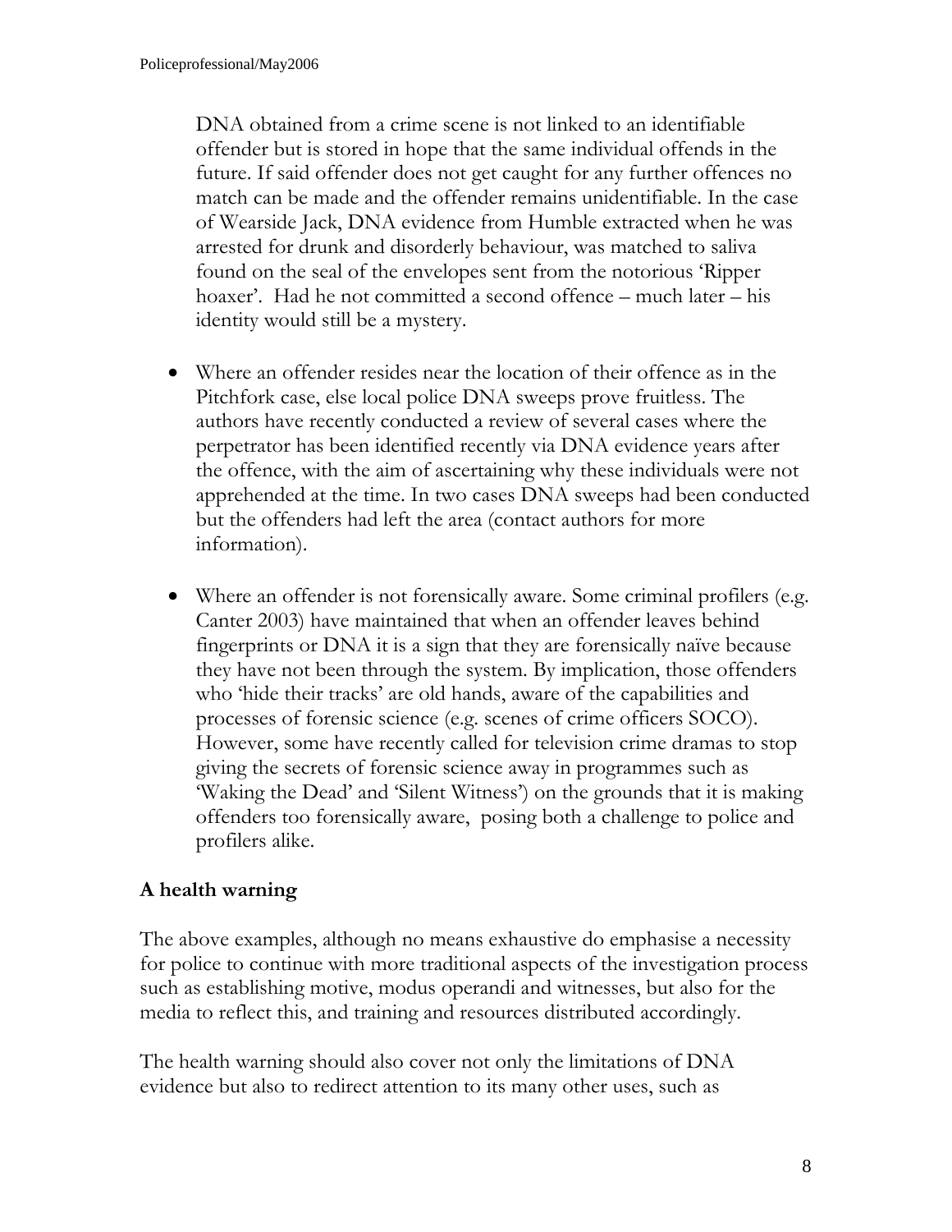DNA obtained from a crime scene is not linked to an identifiable offender but is stored in hope that the same individual offends in the future. If said offender does not get caught for any further offences no match can be made and the offender remains unidentifiable. In the case of Wearside Jack, DNA evidence from Humble extracted when he was arrested for drunk and disorderly behaviour, was matched to saliva found on the seal of the envelopes sent from the notorious 'Ripper hoaxer'. Had he not committed a second offence – much later – his identity would still be a mystery.

- Where an offender resides near the location of their offence as in the Pitchfork case, else local police DNA sweeps prove fruitless. The authors have recently conducted a review of several cases where the perpetrator has been identified recently via DNA evidence years after the offence, with the aim of ascertaining why these individuals were not apprehended at the time. In two cases DNA sweeps had been conducted but the offenders had left the area (contact authors for more information).

- Where an offender is not forensically aware. Some criminal profilers (e.g. Canter 2003) have maintained that when an offender leaves behind fingerprints or DNA it is a sign that they are forensically naïve because they have not been through the system. By implication, those offenders who 'hide their tracks' are old hands, aware of the capabilities and processes of forensic science (e.g. scenes of crime officers SOCO). However, some have recently called for television crime dramas to stop giving the secrets of forensic science away in programmes such as 'Waking the Dead' and 'Silent Witness') on the grounds that it is making offenders too forensically aware, posing both a challenge to police and profilers alike.

**A health warning**

The above examples, although no means exhaustive do emphasise a necessity for police to continue with more traditional aspects of the investigation process such as establishing motive, modus operandi and witnesses, but also for the media to reflect this, and training and resources distributed accordingly.

The health warning should also cover not only the limitations of DNA evidence but also to redirect attention to its many other uses, such as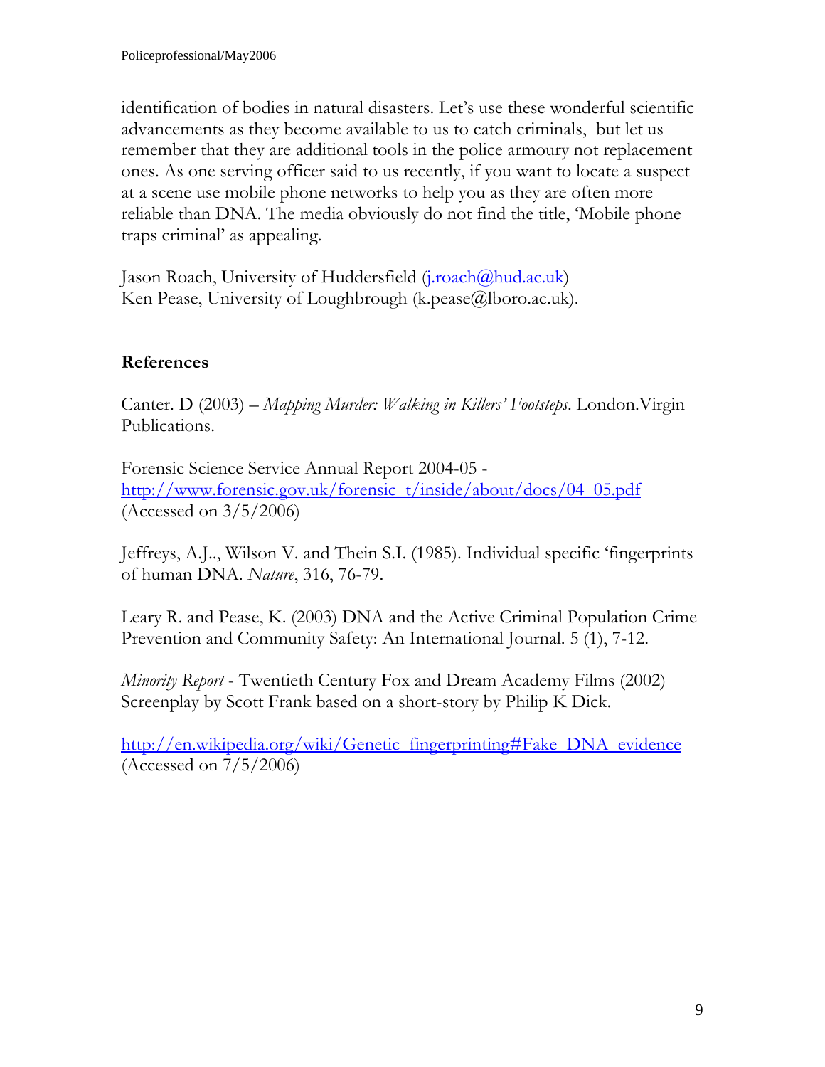identification of bodies in natural disasters. Let's use these wonderful scientific advancements as they become available to us to catch criminals, but let us remember that they are additional tools in the police armoury not replacement ones. As one serving officer said to us recently, if you want to locate a suspect at a scene use mobile phone networks to help you as they are often more reliable than DNA. The media obviously do not find the title, 'Mobile phone traps criminal' as appealing.

Jason Roach, University of Huddersfield (j.roach@hud.ac.uk)
Ken Pease, University of Loughbrough (k.pease@lboro.ac.uk).

## References

Canter. D (2003) – *Mapping Murder: Walking in Killers' Footsteps.* London.Virgin Publications.

Forensic Science Service Annual Report 2004-05 - http://www.forensic.gov.uk/forensic_t/inside/about/docs/04_05.pdf (Accessed on 3/5/2006)

Jeffreys, A.J.., Wilson V. and Thein S.I. (1985). Individual specific 'fingerprints of human DNA. *Nature*, 316, 76-79.

Leary R. and Pease, K. (2003) DNA and the Active Criminal Population Crime Prevention and Community Safety: An International Journal. 5 (1), 7-12.

*Minority Report* - Twentieth Century Fox and Dream Academy Films (2002) Screenplay by Scott Frank based on a short-story by Philip K Dick.

http://en.wikipedia.org/wiki/Genetic_fingerprinting#Fake_DNA_evidence (Accessed on 7/5/2006)